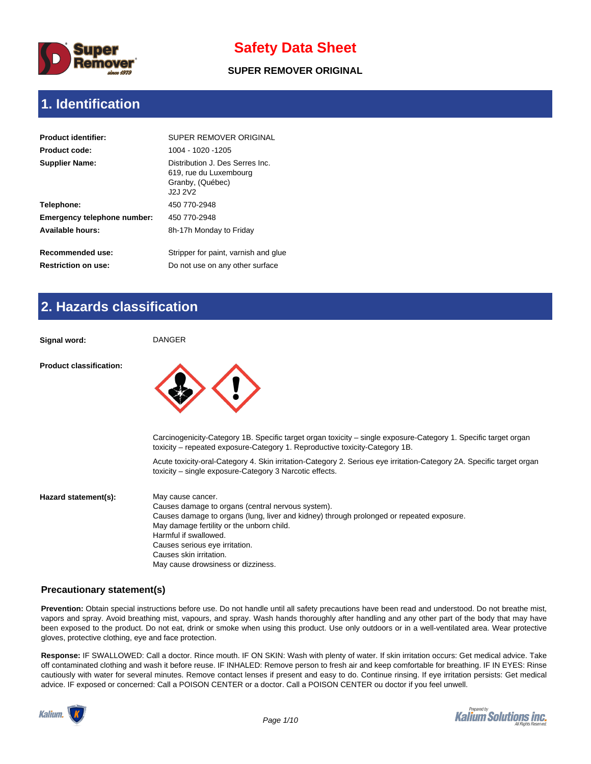# Safety Data Sheet

**SUPER REMOVER ORIGINAL**

## 1. Identification

| | |
|---|---|
| **Product identifier:** | SUPER REMOVER ORIGINAL |
| **Product code:** | 1004 - 1020 -1205 |
| **Supplier Name:** | Distribution J. Des Serres Inc.<br>619, rue du Luxembourg<br>Granby, (Québec)<br>J2J 2V2 |
| **Telephone:** | 450 770-2948 |
| **Emergency telephone number:** | 450 770-2948 |
| **Available hours:** | 8h-17h Monday to Friday |
| **Recommended use:** | Stripper for paint, varnish and glue |
| **Restriction on use:** | Do not use on any other surface |

## 2. Hazards classification

**Signal word:** DANGER

**Product classification:**

Carcinogenicity-Category 1B. Specific target organ toxicity – single exposure-Category 1. Specific target organ toxicity – repeated exposure-Category 1. Reproductive toxicity-Category 1B.

Acute toxicity-oral-Category 4. Skin irritation-Category 2. Serious eye irritation-Category 2A. Specific target organ toxicity – single exposure-Category 3 Narcotic effects.

**Hazard statement(s):**

May cause cancer.
Causes damage to organs (central nervous system).
Causes damage to organs (lung, liver and kidney) through prolonged or repeated exposure.
May damage fertility or the unborn child.
Harmful if swallowed.
Causes serious eye irritation.
Causes skin irritation.
May cause drowsiness or dizziness.

### Precautionary statement(s)

**Prevention:** Obtain special instructions before use. Do not handle until all safety precautions have been read and understood. Do not breathe mist, vapors and spray. Avoid breathing mist, vapours, and spray. Wash hands thoroughly after handling and any other part of the body that may have been exposed to the product. Do not eat, drink or smoke when using this product. Use only outdoors or in a well-ventilated area. Wear protective gloves, protective clothing, eye and face protection.

**Response:** IF SWALLOWED: Call a doctor. Rince mouth. IF ON SKIN: Wash with plenty of water. If skin irritation occurs: Get medical advice. Take off contaminated clothing and wash it before reuse. IF INHALED: Remove person to fresh air and keep comfortable for breathing. IF IN EYES: Rinse cautiously with water for several minutes. Remove contact lenses if present and easy to do. Continue rinsing. If eye irritation persists: Get medical advice. IF exposed or concerned: Call a POISON CENTER or a doctor. Call a POISON CENTER ou doctor if you feel unwell.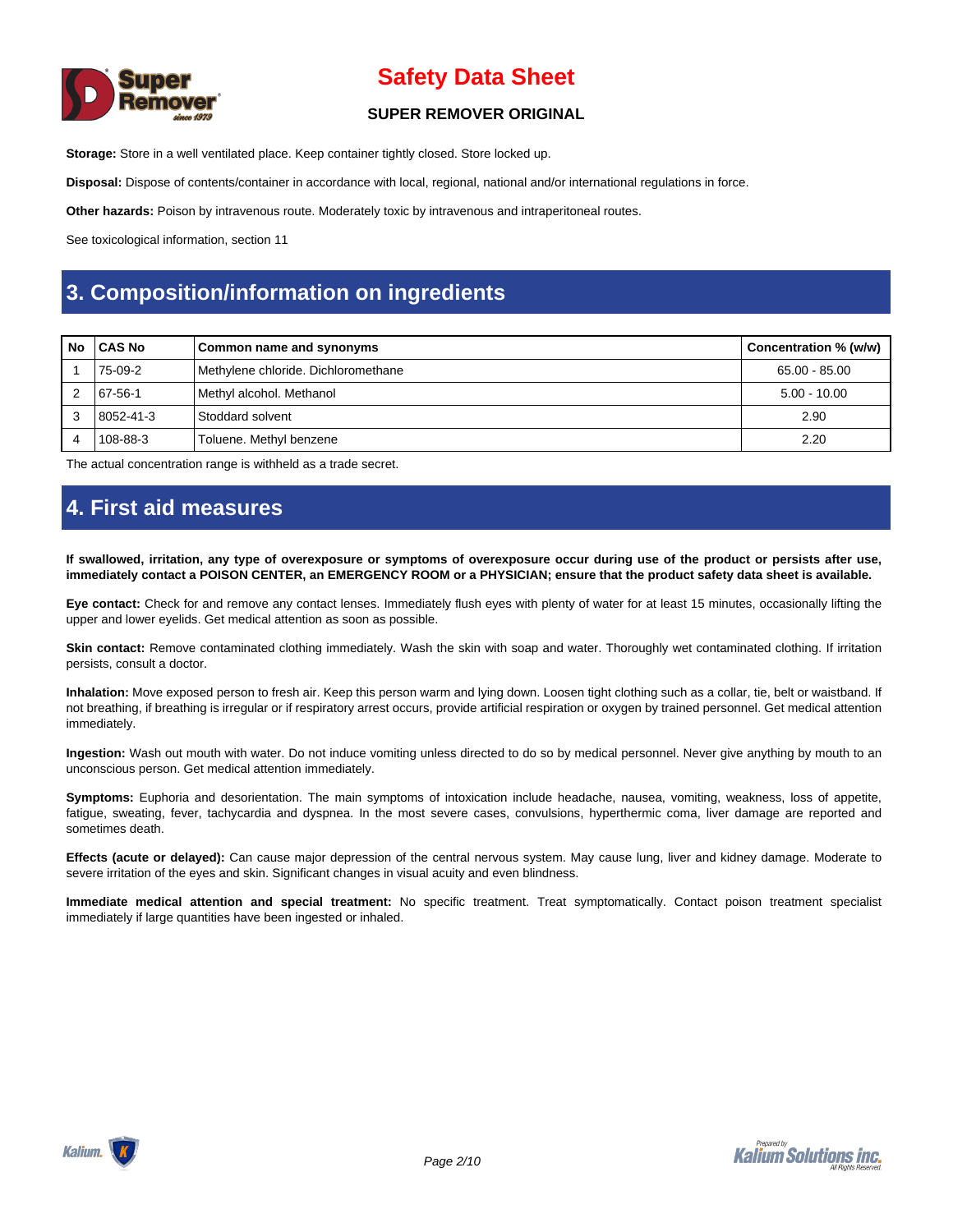**Storage:** Store in a well ventilated place. Keep container tightly closed. Store locked up.

**Disposal:** Dispose of contents/container in accordance with local, regional, national and/or international regulations in force.

**Other hazards:** Poison by intravenous route. Moderately toxic by intravenous and intraperitoneal routes.

See toxicological information, section 11

## 3. Composition/information on ingredients

| No | CAS No | Common name and synonyms | Concentration % (w/w) |
|---|---|---|---|
| 1 | 75-09-2 | Methylene chloride. Dichloromethane | 65.00 - 85.00 |
| 2 | 67-56-1 | Methyl alcohol. Methanol | 5.00 - 10.00 |
| 3 | 8052-41-3 | Stoddard solvent | 2.90 |
| 4 | 108-88-3 | Toluene. Methyl benzene | 2.20 |

The actual concentration range is withheld as a trade secret.

## 4. First aid measures

**If swallowed, irritation, any type of overexposure or symptoms of overexposure occur during use of the product or persists after use, immediately contact a POISON CENTER, an EMERGENCY ROOM or a PHYSICIAN; ensure that the product safety data sheet is available.**

**Eye contact:** Check for and remove any contact lenses. Immediately flush eyes with plenty of water for at least 15 minutes, occasionally lifting the upper and lower eyelids. Get medical attention as soon as possible.

**Skin contact:** Remove contaminated clothing immediately. Wash the skin with soap and water. Thoroughly wet contaminated clothing. If irritation persists, consult a doctor.

**Inhalation:** Move exposed person to fresh air. Keep this person warm and lying down. Loosen tight clothing such as a collar, tie, belt or waistband. If not breathing, if breathing is irregular or if respiratory arrest occurs, provide artificial respiration or oxygen by trained personnel. Get medical attention immediately.

**Ingestion:** Wash out mouth with water. Do not induce vomiting unless directed to do so by medical personnel. Never give anything by mouth to an unconscious person. Get medical attention immediately.

**Symptoms:** Euphoria and desorientation. The main symptoms of intoxication include headache, nausea, vomiting, weakness, loss of appetite, fatigue, sweating, fever, tachycardia and dyspnea. In the most severe cases, convulsions, hyperthermic coma, liver damage are reported and sometimes death.

**Effects (acute or delayed):** Can cause major depression of the central nervous system. May cause lung, liver and kidney damage. Moderate to severe irritation of the eyes and skin. Significant changes in visual acuity and even blindness.

**Immediate medical attention and special treatment:** No specific treatment. Treat symptomatically. Contact poison treatment specialist immediately if large quantities have been ingested or inhaled.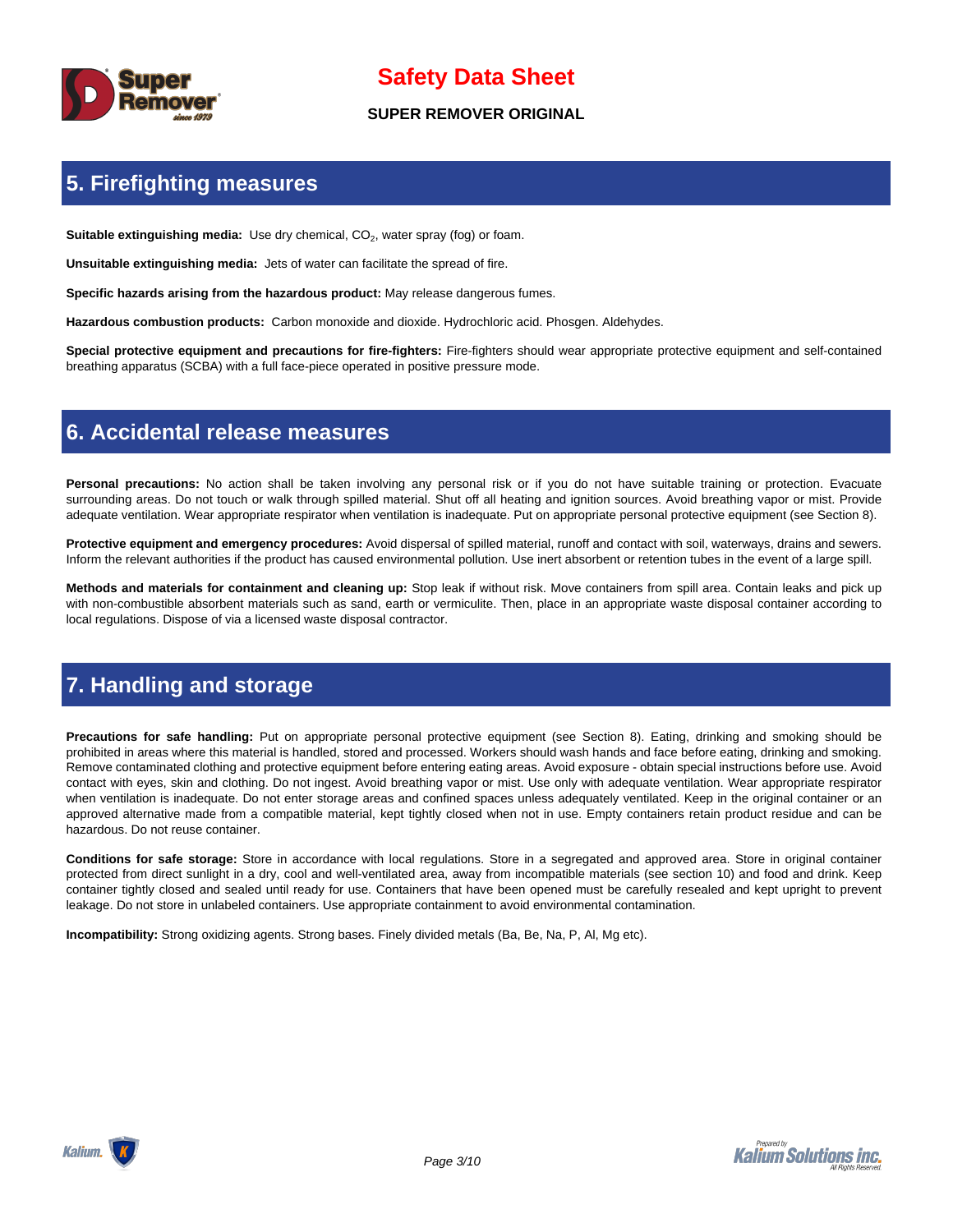## 5. Firefighting measures

**Suitable extinguishing media:** Use dry chemical, $CO_2$, water spray (fog) or foam.

**Unsuitable extinguishing media:** Jets of water can facilitate the spread of fire.

**Specific hazards arising from the hazardous product:** May release dangerous fumes.

**Hazardous combustion products:** Carbon monoxide and dioxide. Hydrochloric acid. Phosgen. Aldehydes.

**Special protective equipment and precautions for fire-fighters:** Fire-fighters should wear appropriate protective equipment and self-contained breathing apparatus (SCBA) with a full face-piece operated in positive pressure mode.

## 6. Accidental release measures

**Personal precautions:** No action shall be taken involving any personal risk or if you do not have suitable training or protection. Evacuate surrounding areas. Do not touch or walk through spilled material. Shut off all heating and ignition sources. Avoid breathing vapor or mist. Provide adequate ventilation. Wear appropriate respirator when ventilation is inadequate. Put on appropriate personal protective equipment (see Section 8).

**Protective equipment and emergency procedures:** Avoid dispersal of spilled material, runoff and contact with soil, waterways, drains and sewers. Inform the relevant authorities if the product has caused environmental pollution. Use inert absorbent or retention tubes in the event of a large spill.

**Methods and materials for containment and cleaning up:** Stop leak if without risk. Move containers from spill area. Contain leaks and pick up with non-combustible absorbent materials such as sand, earth or vermiculite. Then, place in an appropriate waste disposal container according to local regulations. Dispose of via a licensed waste disposal contractor.

## 7. Handling and storage

**Precautions for safe handling:** Put on appropriate personal protective equipment (see Section 8). Eating, drinking and smoking should be prohibited in areas where this material is handled, stored and processed. Workers should wash hands and face before eating, drinking and smoking. Remove contaminated clothing and protective equipment before entering eating areas. Avoid exposure - obtain special instructions before use. Avoid contact with eyes, skin and clothing. Do not ingest. Avoid breathing vapor or mist. Use only with adequate ventilation. Wear appropriate respirator when ventilation is inadequate. Do not enter storage areas and confined spaces unless adequately ventilated. Keep in the original container or an approved alternative made from a compatible material, kept tightly closed when not in use. Empty containers retain product residue and can be hazardous. Do not reuse container.

**Conditions for safe storage:** Store in accordance with local regulations. Store in a segregated and approved area. Store in original container protected from direct sunlight in a dry, cool and well-ventilated area, away from incompatible materials (see section 10) and food and drink. Keep container tightly closed and sealed until ready for use. Containers that have been opened must be carefully resealed and kept upright to prevent leakage. Do not store in unlabeled containers. Use appropriate containment to avoid environmental contamination.

**Incompatibility:** Strong oxidizing agents. Strong bases. Finely divided metals (Ba, Be, Na, P, Al, Mg etc).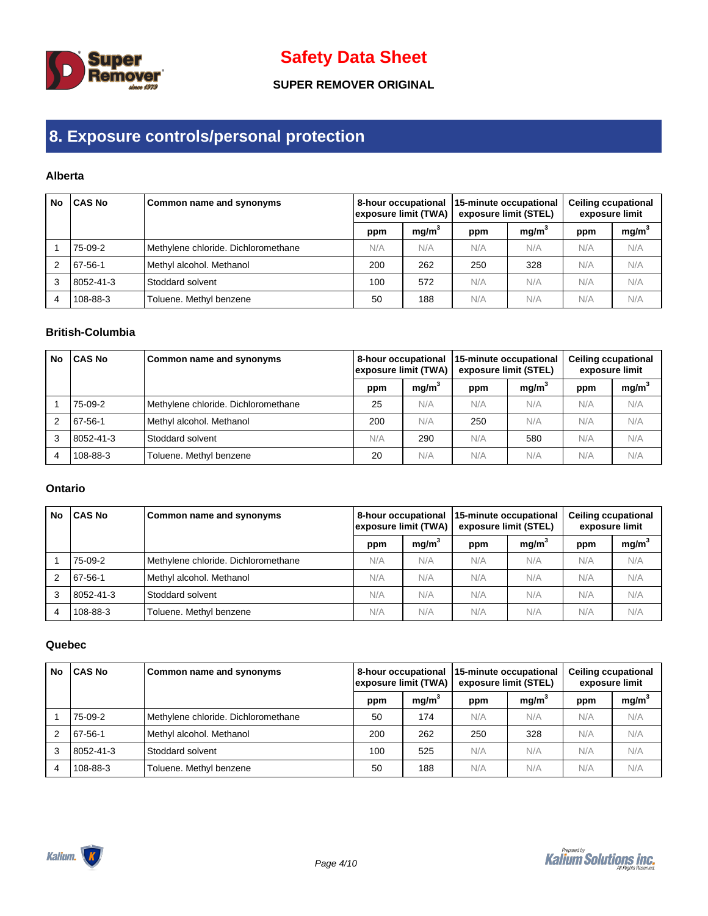## 8. Exposure controls/personal protection

### Alberta

| No | CAS No | Common name and synonyms | 8-hour occupational exposure limit (TWA) | | 15-minute occupational exposure limit (STEL) | | Ceiling ccupational exposure limit | |
|---|---|---|---|---|---|---|---|---|
| | | | ppm | $mg/m^3$ | ppm | $mg/m^3$ | ppm | $mg/m^3$ |
| 1 | 75-09-2 | Methylene chloride. Dichloromethane | N/A | N/A | N/A | N/A | N/A | N/A |
| 2 | 67-56-1 | Methyl alcohol. Methanol | 200 | 262 | 250 | 328 | N/A | N/A |
| 3 | 8052-41-3 | Stoddard solvent | 100 | 572 | N/A | N/A | N/A | N/A |
| 4 | 108-88-3 | Toluene. Methyl benzene | 50 | 188 | N/A | N/A | N/A | N/A |

### British-Columbia

| No | CAS No | Common name and synonyms | 8-hour occupational exposure limit (TWA) | | 15-minute occupational exposure limit (STEL) | | Ceiling ccupational exposure limit | |
|---|---|---|---|---|---|---|---|---|
| | | | ppm | $mg/m^3$ | ppm | $mg/m^3$ | ppm | $mg/m^3$ |
| 1 | 75-09-2 | Methylene chloride. Dichloromethane | 25 | N/A | N/A | N/A | N/A | N/A |
| 2 | 67-56-1 | Methyl alcohol. Methanol | 200 | N/A | 250 | N/A | N/A | N/A |
| 3 | 8052-41-3 | Stoddard solvent | N/A | 290 | N/A | 580 | N/A | N/A |
| 4 | 108-88-3 | Toluene. Methyl benzene | 20 | N/A | N/A | N/A | N/A | N/A |

### Ontario

| No | CAS No | Common name and synonyms | 8-hour occupational exposure limit (TWA) | | 15-minute occupational exposure limit (STEL) | | Ceiling ccupational exposure limit | |
|---|---|---|---|---|---|---|---|---|
| | | | ppm | $mg/m^3$ | ppm | $mg/m^3$ | ppm | $mg/m^3$ |
| 1 | 75-09-2 | Methylene chloride. Dichloromethane | N/A | N/A | N/A | N/A | N/A | N/A |
| 2 | 67-56-1 | Methyl alcohol. Methanol | N/A | N/A | N/A | N/A | N/A | N/A |
| 3 | 8052-41-3 | Stoddard solvent | N/A | N/A | N/A | N/A | N/A | N/A |
| 4 | 108-88-3 | Toluene. Methyl benzene | N/A | N/A | N/A | N/A | N/A | N/A |

### Quebec

| No | CAS No | Common name and synonyms | 8-hour occupational exposure limit (TWA) | | 15-minute occupational exposure limit (STEL) | | Ceiling ccupational exposure limit | |
|---|---|---|---|---|---|---|---|---|
| | | | ppm | $mg/m^3$ | ppm | $mg/m^3$ | ppm | $mg/m^3$ |
| 1 | 75-09-2 | Methylene chloride. Dichloromethane | 50 | 174 | N/A | N/A | N/A | N/A |
| 2 | 67-56-1 | Methyl alcohol. Methanol | 200 | 262 | 250 | 328 | N/A | N/A |
| 3 | 8052-41-3 | Stoddard solvent | 100 | 525 | N/A | N/A | N/A | N/A |
| 4 | 108-88-3 | Toluene. Methyl benzene | 50 | 188 | N/A | N/A | N/A | N/A |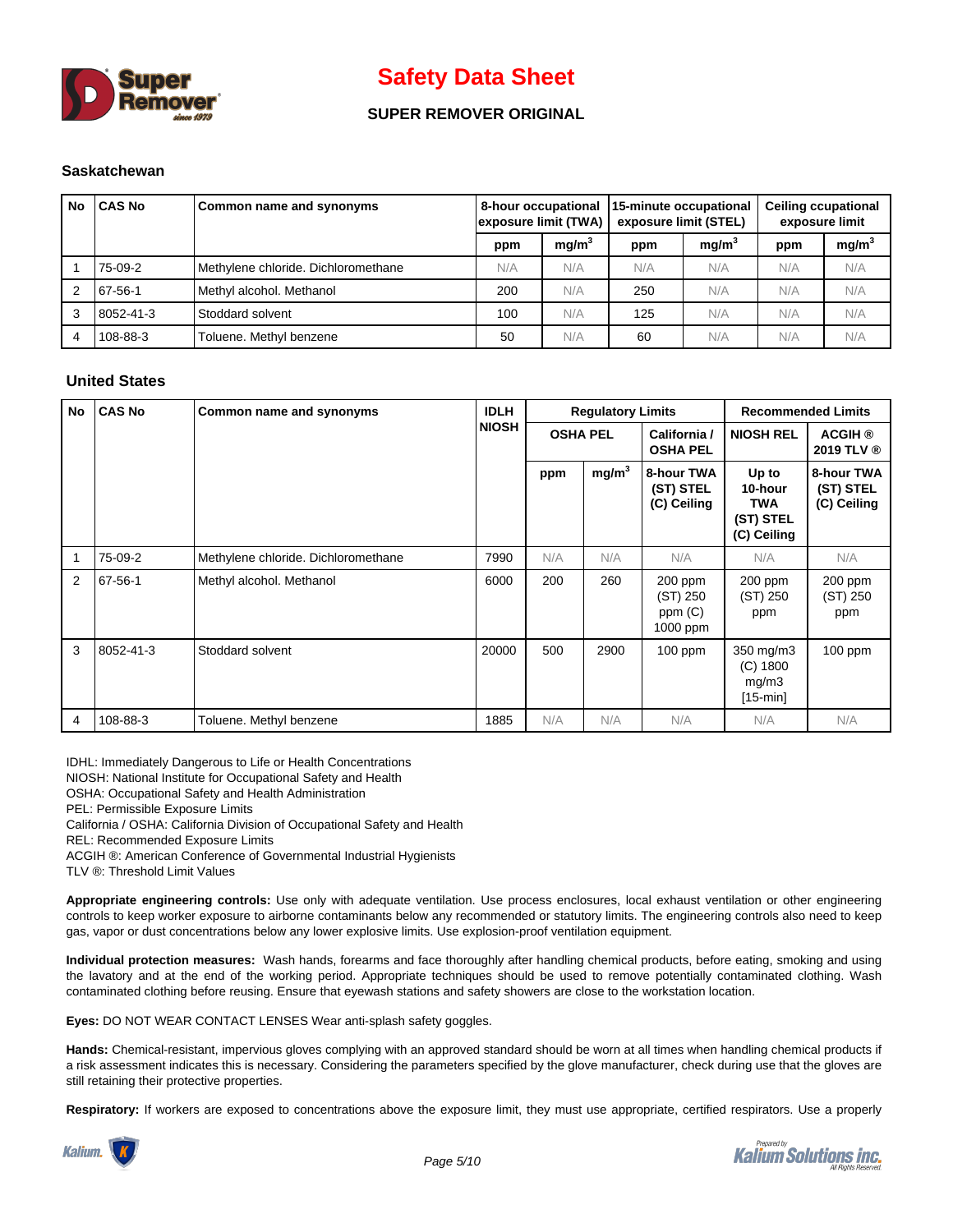# Safety Data Sheet

## SUPER REMOVER ORIGINAL

### Saskatchewan

| No | CAS No | Common name and synonyms | 8-hour occupational exposure limit (TWA) | | 15-minute occupational exposure limit (STEL) | | Ceiling ccupational exposure limit | |
|---|---|---|---|---|---|---|---|---|
| | | | ppm | $mg/m^3$ | ppm | $mg/m^3$ | ppm | $mg/m^3$ |
| 1 | 75-09-2 | Methylene chloride. Dichloromethane | N/A | N/A | N/A | N/A | N/A | N/A |
| 2 | 67-56-1 | Methyl alcohol. Methanol | 200 | N/A | 250 | N/A | N/A | N/A |
| 3 | 8052-41-3 | Stoddard solvent | 100 | N/A | 125 | N/A | N/A | N/A |
| 4 | 108-88-3 | Toluene. Methyl benzene | 50 | N/A | 60 | N/A | N/A | N/A |

### United States

| No | CAS No | Common name and synonyms | IDLH NIOSH | Regulatory Limits | | | Recommended Limits | |
|---|---|---|---|---|---|---|---|---|
| | | | | OSHA PEL | | California / OSHA PEL | NIOSH REL | ACGIH ® 2019 TLV ® |
| | | | | ppm | $mg/m^3$ | 8-hour TWA (ST) STEL (C) Ceiling | Up to 10-hour TWA (ST) STEL (C) Ceiling | 8-hour TWA (ST) STEL (C) Ceiling |
| 1 | 75-09-2 | Methylene chloride. Dichloromethane | 7990 | N/A | N/A | N/A | N/A | N/A |
| 2 | 67-56-1 | Methyl alcohol. Methanol | 6000 | 200 | 260 | 200 ppm (ST) 250 ppm (C) 1000 ppm | 200 ppm (ST) 250 ppm | 200 ppm (ST) 250 ppm |
| 3 | 8052-41-3 | Stoddard solvent | 20000 | 500 | 2900 | 100 ppm | 350 mg/m3 (C) 1800 mg/m3 [15-min] | 100 ppm |
| 4 | 108-88-3 | Toluene. Methyl benzene | 1885 | N/A | N/A | N/A | N/A | N/A |

IDHL: Immediately Dangerous to Life or Health Concentrations
NIOSH: National Institute for Occupational Safety and Health
OSHA: Occupational Safety and Health Administration
PEL: Permissible Exposure Limits
California / OSHA: California Division of Occupational Safety and Health
REL: Recommended Exposure Limits
ACGIH ®: American Conference of Governmental Industrial Hygienists
TLV ®: Threshold Limit Values

**Appropriate engineering controls:** Use only with adequate ventilation. Use process enclosures, local exhaust ventilation or other engineering controls to keep worker exposure to airborne contaminants below any recommended or statutory limits. The engineering controls also need to keep gas, vapor or dust concentrations below any lower explosive limits. Use explosion-proof ventilation equipment.

**Individual protection measures:** Wash hands, forearms and face thoroughly after handling chemical products, before eating, smoking and using the lavatory and at the end of the working period. Appropriate techniques should be used to remove potentially contaminated clothing. Wash contaminated clothing before reusing. Ensure that eyewash stations and safety showers are close to the workstation location.

**Eyes:** DO NOT WEAR CONTACT LENSES Wear anti-splash safety goggles.

**Hands:** Chemical-resistant, impervious gloves complying with an approved standard should be worn at all times when handling chemical products if a risk assessment indicates this is necessary. Considering the parameters specified by the glove manufacturer, check during use that the gloves are still retaining their protective properties.

**Respiratory:** If workers are exposed to concentrations above the exposure limit, they must use appropriate, certified respirators. Use a properly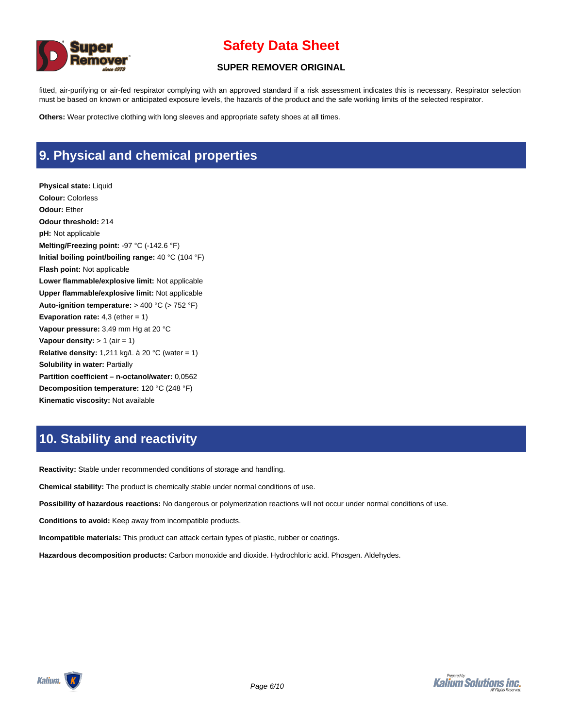fitted, air-purifying or air-fed respirator complying with an approved standard if a risk assessment indicates this is necessary. Respirator selection must be based on known or anticipated exposure levels, the hazards of the product and the safe working limits of the selected respirator.

**Others:** Wear protective clothing with long sleeves and appropriate safety shoes at all times.

## 9. Physical and chemical properties

**Physical state:** Liquid
**Colour:** Colorless
**Odour:** Ether
**Odour threshold:** 214
**pH:** Not applicable
**Melting/Freezing point:** -97 °C (-142.6 °F)
**Initial boiling point/boiling range:** 40 °C (104 °F)
**Flash point:** Not applicable
**Lower flammable/explosive limit:** Not applicable
**Upper flammable/explosive limit:** Not applicable
**Auto-ignition temperature:** > 400 °C (> 752 °F)
**Evaporation rate:** 4,3 (ether = 1)
**Vapour pressure:** 3,49 mm Hg at 20 °C
**Vapour density:** > 1 (air = 1)
**Relative density:** 1,211 kg/L à 20 °C (water = 1)
**Solubility in water:** Partially
**Partition coefficient – n-octanol/water:** 0,0562
**Decomposition temperature:** 120 °C (248 °F)
**Kinematic viscosity:** Not available

## 10. Stability and reactivity

**Reactivity:** Stable under recommended conditions of storage and handling.

**Chemical stability:** The product is chemically stable under normal conditions of use.

**Possibility of hazardous reactions:** No dangerous or polymerization reactions will not occur under normal conditions of use.

**Conditions to avoid:** Keep away from incompatible products.

**Incompatible materials:** This product can attack certain types of plastic, rubber or coatings.

**Hazardous decomposition products:** Carbon monoxide and dioxide. Hydrochloric acid. Phosgen. Aldehydes.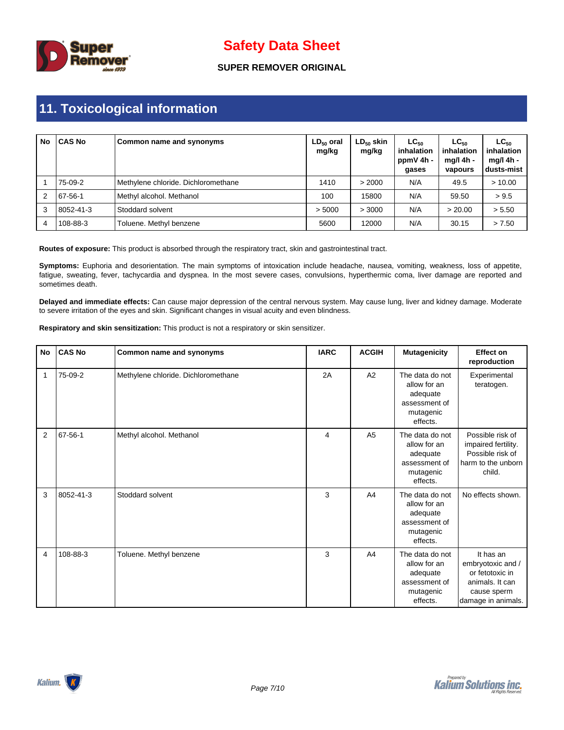## 11. Toxicological information

| No | CAS No | Common name and synonyms | $LD_{50}$ oral mg/kg | $LD_{50}$ skin mg/kg | $LC_{50}$ inhalation ppmV 4h - gases | $LC_{50}$ inhalation mg/l 4h - vapours | $LC_{50}$ inhalation mg/l 4h - dusts-mist |
|---|---|---|---|---|---|---|---|
| 1 | 75-09-2 | Methylene chloride. Dichloromethane | 1410 | > 2000 | N/A | 49.5 | > 10.00 |
| 2 | 67-56-1 | Methyl alcohol. Methanol | 100 | 15800 | N/A | 59.50 | > 9.5 |
| 3 | 8052-41-3 | Stoddard solvent | > 5000 | > 3000 | N/A | > 20.00 | > 5.50 |
| 4 | 108-88-3 | Toluene. Methyl benzene | 5600 | 12000 | N/A | 30.15 | > 7.50 |

**Routes of exposure:** This product is absorbed through the respiratory tract, skin and gastrointestinal tract.

**Symptoms:** Euphoria and desorientation. The main symptoms of intoxication include headache, nausea, vomiting, weakness, loss of appetite, fatigue, sweating, fever, tachycardia and dyspnea. In the most severe cases, convulsions, hyperthermic coma, liver damage are reported and sometimes death.

**Delayed and immediate effects:** Can cause major depression of the central nervous system. May cause lung, liver and kidney damage. Moderate to severe irritation of the eyes and skin. Significant changes in visual acuity and even blindness.

**Respiratory and skin sensitization:** This product is not a respiratory or skin sensitizer.

| No | CAS No | Common name and synonyms | IARC | ACGIH | Mutagenicity | Effect on reproduction |
|---|---|---|---|---|---|---|
| 1 | 75-09-2 | Methylene chloride. Dichloromethane | 2A | A2 | The data do not allow for an adequate assessment of mutagenic effects. | Experimental teratogen. |
| 2 | 67-56-1 | Methyl alcohol. Methanol | 4 | A5 | The data do not allow for an adequate assessment of mutagenic effects. | Possible risk of impaired fertility. Possible risk of harm to the unborn child. |
| 3 | 8052-41-3 | Stoddard solvent | 3 | A4 | The data do not allow for an adequate assessment of mutagenic effects. | No effects shown. |
| 4 | 108-88-3 | Toluene. Methyl benzene | 3 | A4 | The data do not allow for an adequate assessment of mutagenic effects. | It has an embryotoxic and / or fetotoxic in animals. It can cause sperm damage in animals. |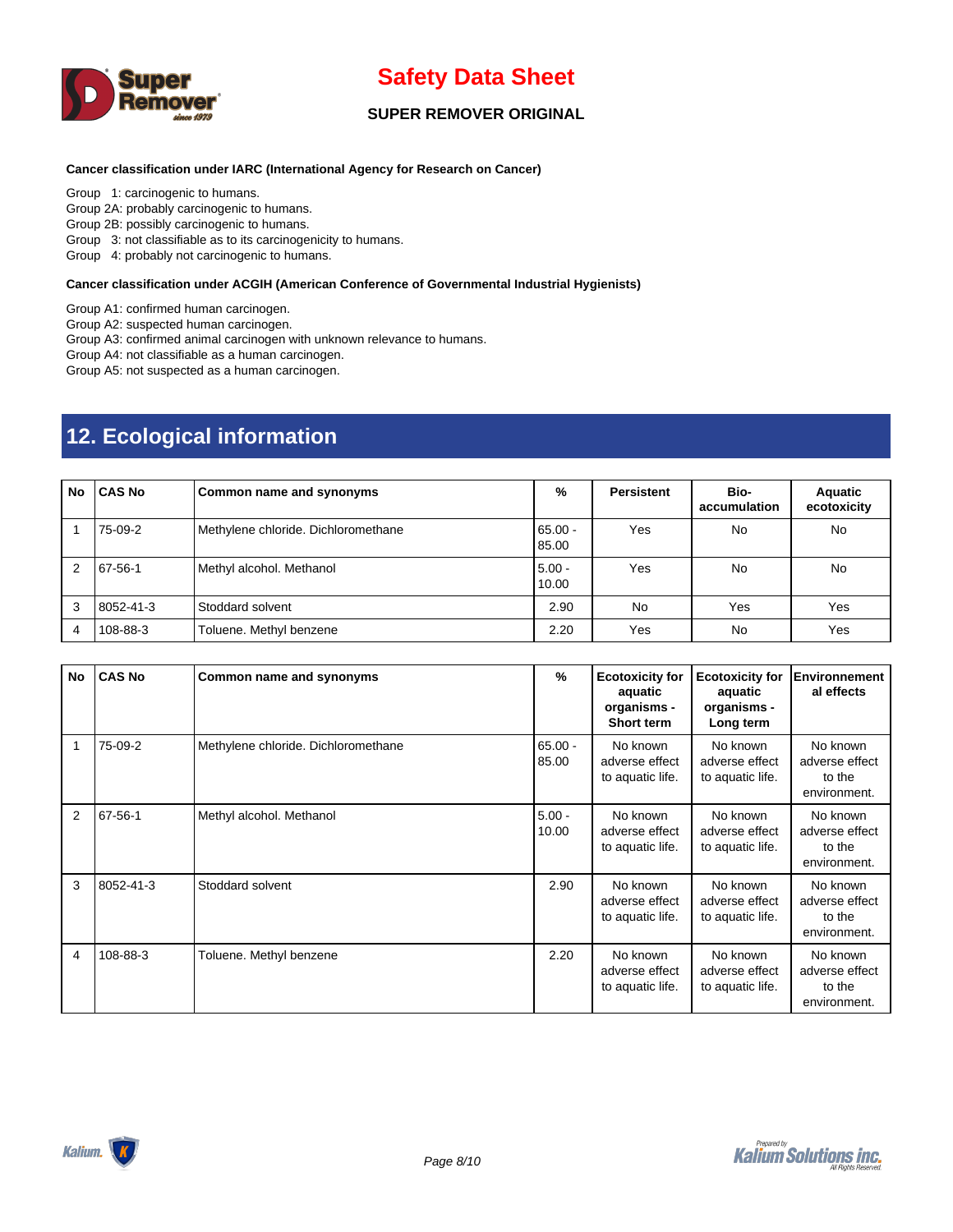**Cancer classification under IARC (International Agency for Research on Cancer)**

Group 1: carcinogenic to humans.
Group 2A: probably carcinogenic to humans.
Group 2B: possibly carcinogenic to humans.
Group 3: not classifiable as to its carcinogenicity to humans.
Group 4: probably not carcinogenic to humans.

**Cancer classification under ACGIH (American Conference of Governmental Industrial Hygienists)**

Group A1: confirmed human carcinogen.
Group A2: suspected human carcinogen.
Group A3: confirmed animal carcinogen with unknown relevance to humans.
Group A4: not classifiable as a human carcinogen.
Group A5: not suspected as a human carcinogen.

## 12. Ecological information

| No | CAS No | Common name and synonyms | % | Persistent | Bio-accumulation | Aquatic ecotoxicity |
|---|---|---|---|---|---|---|
| 1 | 75-09-2 | Methylene chloride. Dichloromethane | 65.00 - 85.00 | Yes | No | No |
| 2 | 67-56-1 | Methyl alcohol. Methanol | 5.00 - 10.00 | Yes | No | No |
| 3 | 8052-41-3 | Stoddard solvent | 2.90 | No | Yes | Yes |
| 4 | 108-88-3 | Toluene. Methyl benzene | 2.20 | Yes | No | Yes |

| No | CAS No | Common name and synonyms | % | Ecotoxicity for aquatic organisms - Short term | Ecotoxicity for aquatic organisms - Long term | Environnemental effects |
|---|---|---|---|---|---|---|
| 1 | 75-09-2 | Methylene chloride. Dichloromethane | 65.00 - 85.00 | No known adverse effect to aquatic life. | No known adverse effect to aquatic life. | No known adverse effect to the environment. |
| 2 | 67-56-1 | Methyl alcohol. Methanol | 5.00 - 10.00 | No known adverse effect to aquatic life. | No known adverse effect to aquatic life. | No known adverse effect to the environment. |
| 3 | 8052-41-3 | Stoddard solvent | 2.90 | No known adverse effect to aquatic life. | No known adverse effect to aquatic life. | No known adverse effect to the environment. |
| 4 | 108-88-3 | Toluene. Methyl benzene | 2.20 | No known adverse effect to aquatic life. | No known adverse effect to aquatic life. | No known adverse effect to the environment. |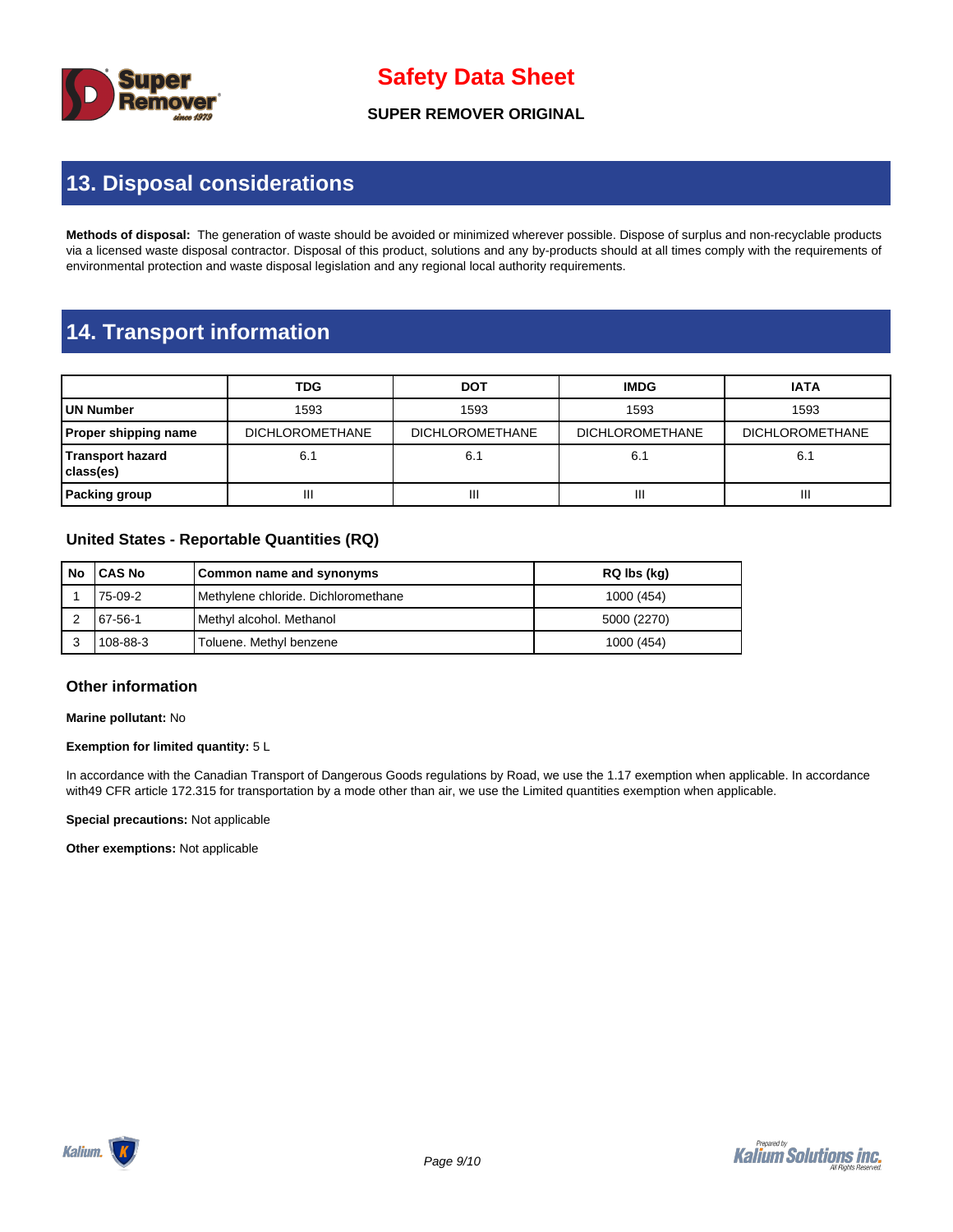## 13. Disposal considerations

**Methods of disposal:** The generation of waste should be avoided or minimized wherever possible. Dispose of surplus and non-recyclable products via a licensed waste disposal contractor. Disposal of this product, solutions and any by-products should at all times comply with the requirements of environmental protection and waste disposal legislation and any regional local authority requirements.

## 14. Transport information

| | TDG | DOT | IMDG | IATA |
|---|---|---|---|---|
| **UN Number** | 1593 | 1593 | 1593 | 1593 |
| **Proper shipping name** | DICHLOROMETHANE | DICHLOROMETHANE | DICHLOROMETHANE | DICHLOROMETHANE |
| **Transport hazard class(es)** | 6.1 | 6.1 | 6.1 | 6.1 |
| **Packing group** | III | III | III | III |

### United States - Reportable Quantities (RQ)

| No | CAS No | Common name and synonyms | RQ lbs (kg) |
|---|---|---|---|
| 1 | 75-09-2 | Methylene chloride. Dichloromethane | 1000 (454) |
| 2 | 67-56-1 | Methyl alcohol. Methanol | 5000 (2270) |
| 3 | 108-88-3 | Toluene. Methyl benzene | 1000 (454) |

### Other information

**Marine pollutant:** No

**Exemption for limited quantity:** 5 L

In accordance with the Canadian Transport of Dangerous Goods regulations by Road, we use the 1.17 exemption when applicable. In accordance with49 CFR article 172.315 for transportation by a mode other than air, we use the Limited quantities exemption when applicable.

**Special precautions:** Not applicable

**Other exemptions:** Not applicable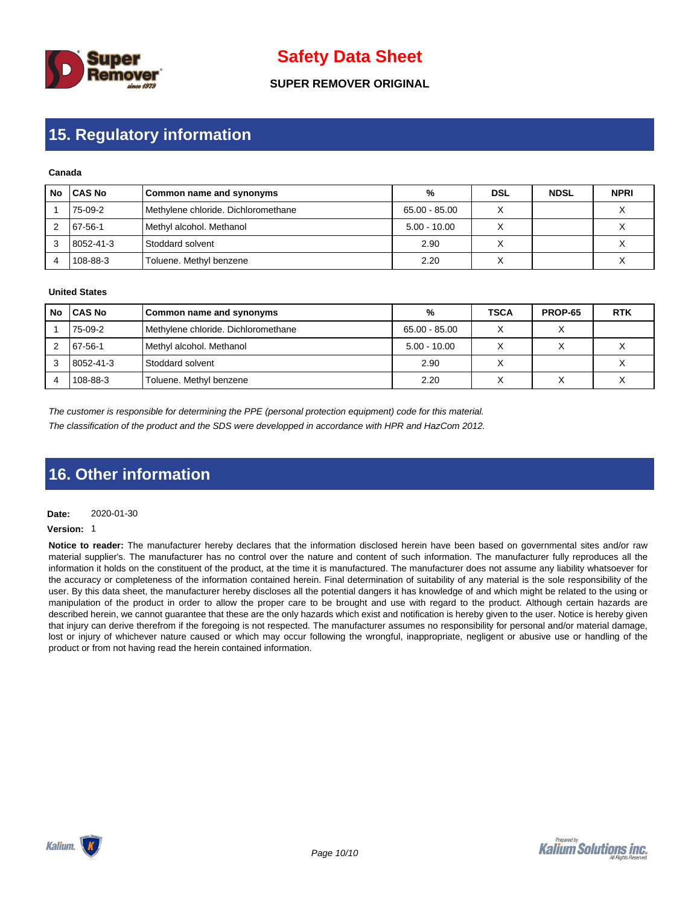## 15. Regulatory information

**Canada**

| No | CAS No | Common name and synonyms | % | DSL | NDSL | NPRI |
|---|---|---|---|---|---|---|
| 1 | 75-09-2 | Methylene chloride. Dichloromethane | 65.00 - 85.00 | X | | X |
| 2 | 67-56-1 | Methyl alcohol. Methanol | 5.00 - 10.00 | X | | X |
| 3 | 8052-41-3 | Stoddard solvent | 2.90 | X | | X |
| 4 | 108-88-3 | Toluene. Methyl benzene | 2.20 | X | | X |

**United States**

| No | CAS No | Common name and synonyms | % | TSCA | PROP-65 | RTK |
|---|---|---|---|---|---|---|
| 1 | 75-09-2 | Methylene chloride. Dichloromethane | 65.00 - 85.00 | X | X | |
| 2 | 67-56-1 | Methyl alcohol. Methanol | 5.00 - 10.00 | X | X | X |
| 3 | 8052-41-3 | Stoddard solvent | 2.90 | X | | X |
| 4 | 108-88-3 | Toluene. Methyl benzene | 2.20 | X | X | X |

*The customer is responsible for determining the PPE (personal protection equipment) code for this material.*

*The classification of the product and the SDS were developped in accordance with HPR and HazCom 2012.*

## 16. Other information

**Date:** 2020-01-30

**Version:** 1

**Notice to reader:** The manufacturer hereby declares that the information disclosed herein have been based on governmental sites and/or raw material supplier's. The manufacturer has no control over the nature and content of such information. The manufacturer fully reproduces all the information it holds on the constituent of the product, at the time it is manufactured. The manufacturer does not assume any liability whatsoever for the accuracy or completeness of the information contained herein. Final determination of suitability of any material is the sole responsibility of the user. By this data sheet, the manufacturer hereby discloses all the potential dangers it has knowledge of and which might be related to the using or manipulation of the product in order to allow the proper care to be brought and use with regard to the product. Although certain hazards are described herein, we cannot guarantee that these are the only hazards which exist and notification is hereby given to the user. Notice is hereby given that injury can derive therefrom if the foregoing is not respected. The manufacturer assumes no responsibility for personal and/or material damage, lost or injury of whichever nature caused or which may occur following the wrongful, inappropriate, negligent or abusive use or handling of the product or from not having read the herein contained information.